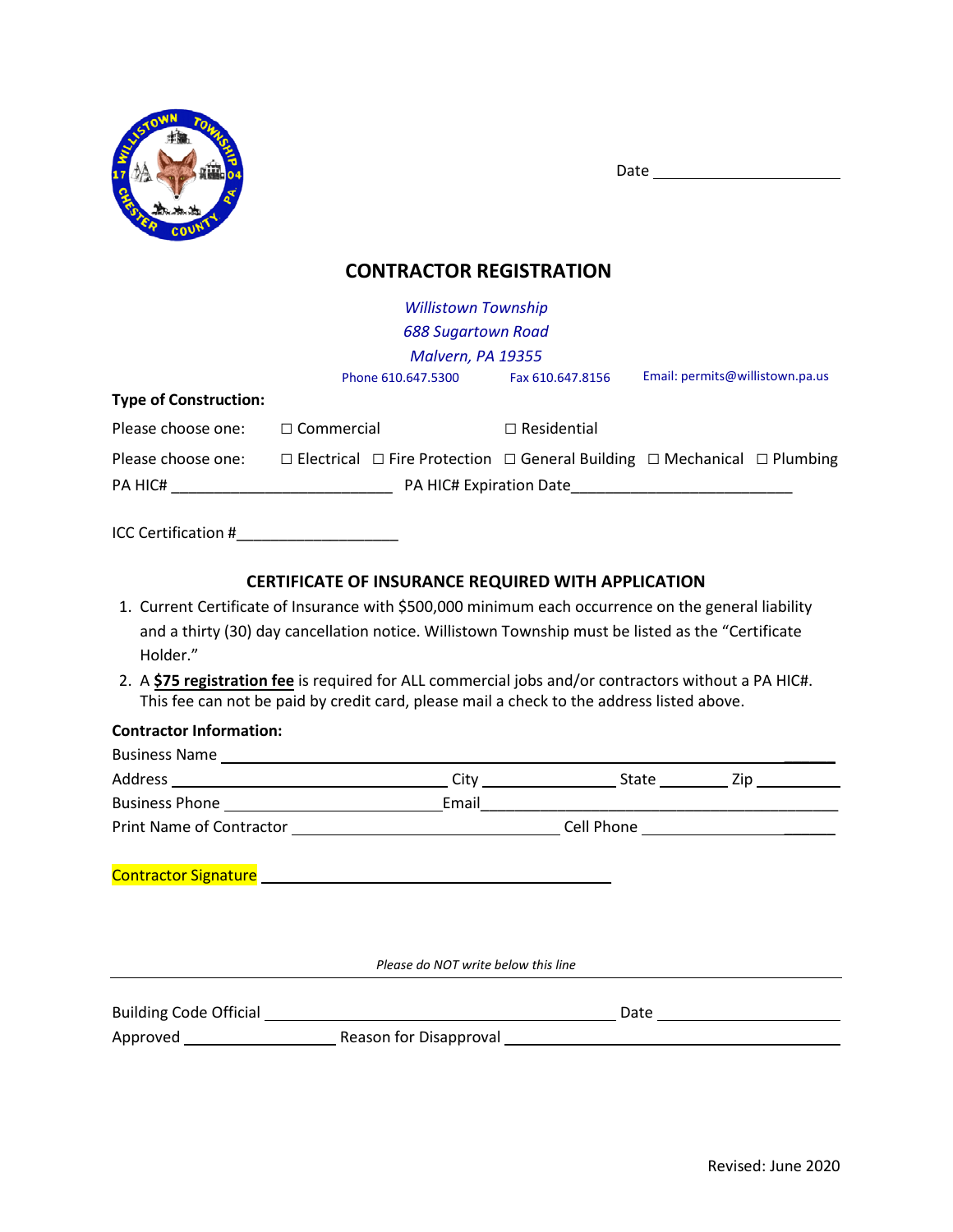Date ______________________

# CONTRACTOR REGISTRATION

*Willistown Township*
*688 Sugartown Road*
*Malvern, PA 19355*

Phone 610.647.5300 Fax 610.647.8156 Email: permits@willistown.pa.us

**Type of Construction:**

Please choose one: ☐ Commercial ☐ Residential

Please choose one: ☐ Electrical ☐ Fire Protection ☐ General Building ☐ Mechanical ☐ Plumbing

PA HIC# __________________________ PA HIC# Expiration Date__________________________

ICC Certification #___________________

## CERTIFICATE OF INSURANCE REQUIRED WITH APPLICATION

1. Current Certificate of Insurance with $500,000 minimum each occurrence on the general liability and a thirty (30) day cancellation notice. Willistown Township must be listed as the "Certificate Holder."
2. A **$75 registration fee** is required for ALL commercial jobs and/or contractors without a PA HIC#. This fee can not be paid by credit card, please mail a check to the address listed above.

**Contractor Information:**

Business Name ______________________________________________________________

Address ______________________ City ______________ State ________ Zip __________

Business Phone ______________________ Email___________________________________

Print Name of Contractor ____________________________ Cell Phone ________________

Contractor Signature ______________________________________

*Please do NOT write below this line*

---

Building Code Official ______________________________________ Date ______________

Approved ________________ Reason for Disapproval ______________________________

Revised: June 2020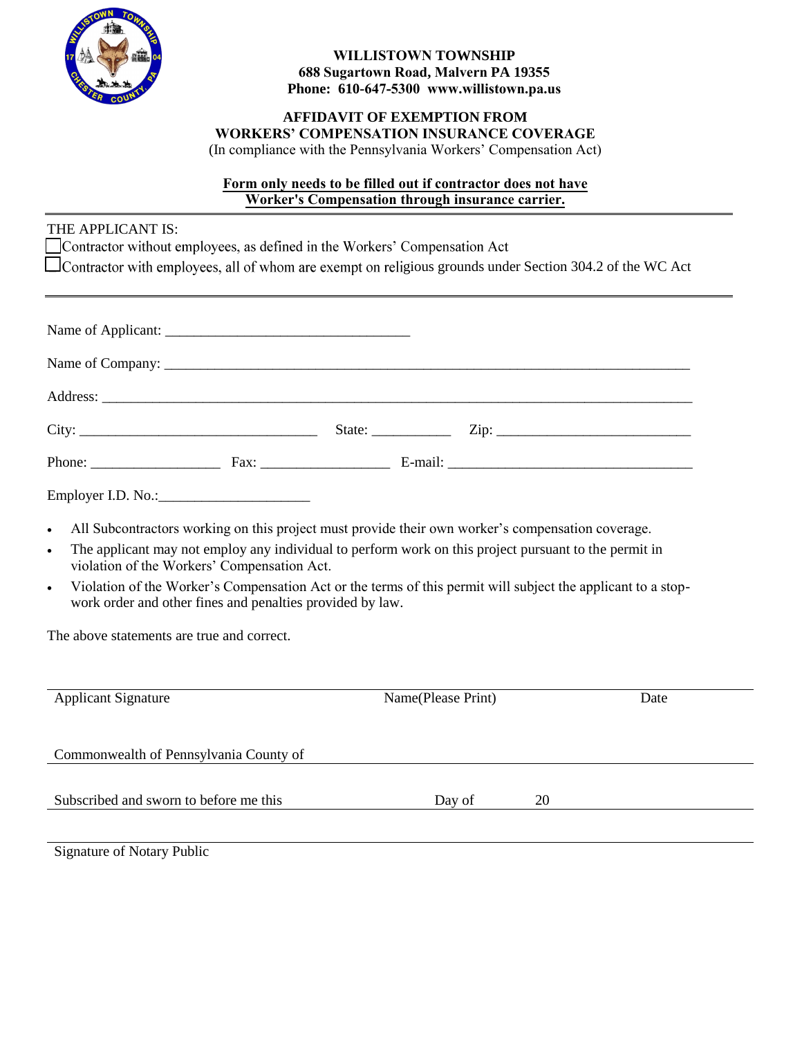**WILLISTOWN TOWNSHIP**
**688 Sugartown Road, Malvern PA 19355**
**Phone: 610-647-5300 www.willistown.pa.us**

## AFFIDAVIT OF EXEMPTION FROM WORKERS' COMPENSATION INSURANCE COVERAGE

(In compliance with the Pennsylvania Workers' Compensation Act)

**Form only needs to be filled out if contractor does not have Worker's Compensation through insurance carrier.**

---

THE APPLICANT IS:

☐ Contractor without employees, as defined in the Workers' Compensation Act

☐ Contractor with employees, all of whom are exempt on religious grounds under Section 304.2 of the WC Act

---

Name of Applicant: ________________________________

Name of Company: ______________________________________________________________________

Address: ___________________________________________________________________________

City: ________________________________ State: __________ Zip: _________________________

Phone: _________________ Fax: _________________ E-mail: ________________________________

Employer I.D. No.:____________________

- All Subcontractors working on this project must provide their own worker's compensation coverage.
- The applicant may not employ any individual to perform work on this project pursuant to the permit in violation of the Workers' Compensation Act.
- Violation of the Worker's Compensation Act or the terms of this permit will subject the applicant to a stop-work order and other fines and penalties provided by law.

The above statements are true and correct.

_______________________________________________________________________________

Applicant Signature Name(Please Print) Date

Commonwealth of Pennsylvania County of _______________________________________________

Subscribed and sworn to before me this __________ Day of __________ 20 ______

_______________________________________________________________________________

Signature of Notary Public